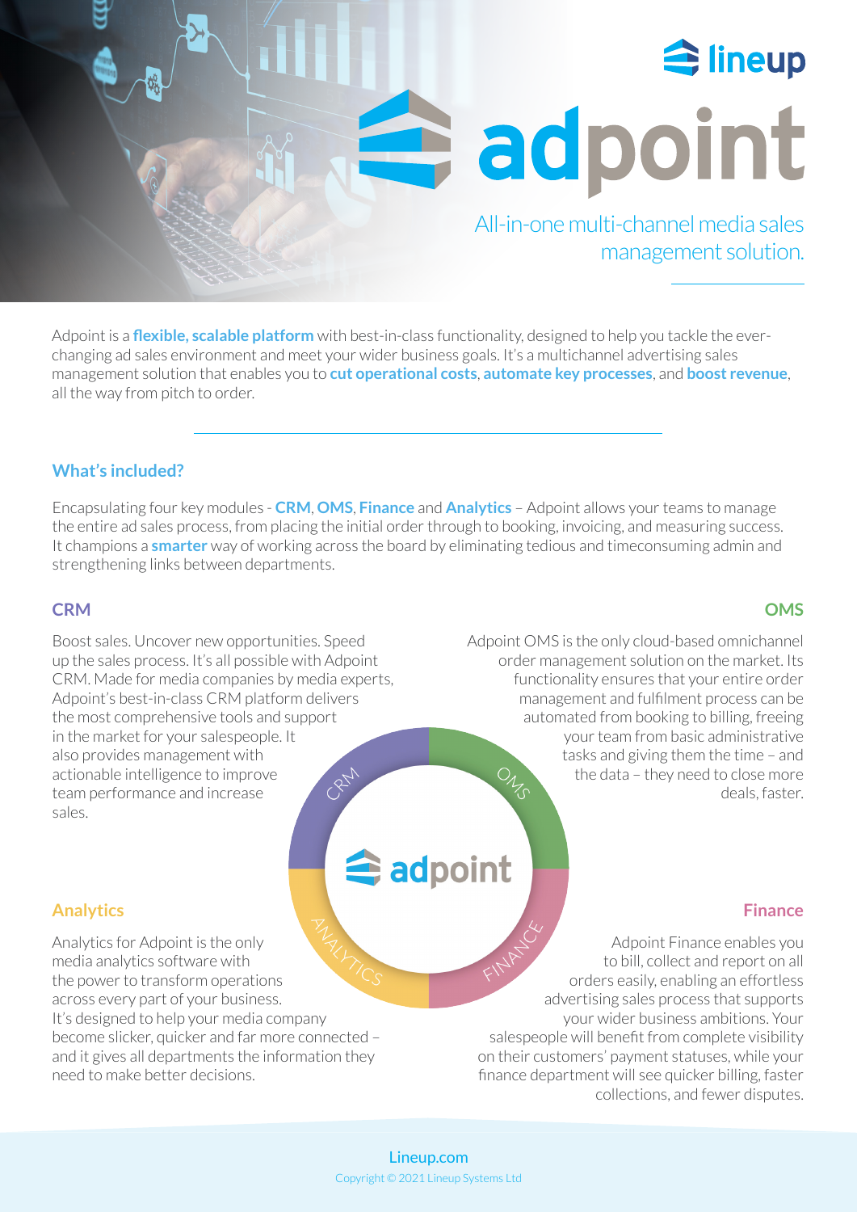# adpoint

All-in-one multi-channel media sales management solution.

Adpoint is a **flexible, scalable platform** with best-in-class functionality, designed to help you tackle the ever-changing ad sales environment and meet your wider business goals. It's a multichannel advertising sales management solution that enables you to **cut operational costs**, **automate key processes**, and **boost revenue**, all the way from pitch to order.

## What's included?

Encapsulating four key modules - **CRM**, **OMS**, **Finance** and **Analytics** – Adpoint allows your teams to manage the entire ad sales process, from placing the initial order through to booking, invoicing, and measuring success. It champions a **smarter** way of working across the board by eliminating tedious and timeconsuming admin and strengthening links between departments.

### CRM

Boost sales. Uncover new opportunities. Speed up the sales process. It's all possible with Adpoint CRM. Made for media companies by media experts, Adpoint's best-in-class CRM platform delivers the most comprehensive tools and support in the market for your salespeople. It also provides management with actionable intelligence to improve team performance and increase sales.

### OMS

Adpoint OMS is the only cloud-based omnichannel order management solution on the market. Its functionality ensures that your entire order management and fulfilment process can be automated from booking to billing, freeing your team from basic administrative tasks and giving them the time – and the data – they need to close more deals, faster.

### Analytics

Analytics for Adpoint is the only media analytics software with the power to transform operations across every part of your business. It's designed to help your media company become slicker, quicker and far more connected – and it gives all departments the information they need to make better decisions.

### Finance

Adpoint Finance enables you to bill, collect and report on all orders easily, enabling an effortless advertising sales process that supports your wider business ambitions. Your salespeople will benefit from complete visibility on their customers' payment statuses, while your finance department will see quicker billing, faster collections, and fewer disputes.

Lineup.com

Copyright © 2021 Lineup Systems Ltd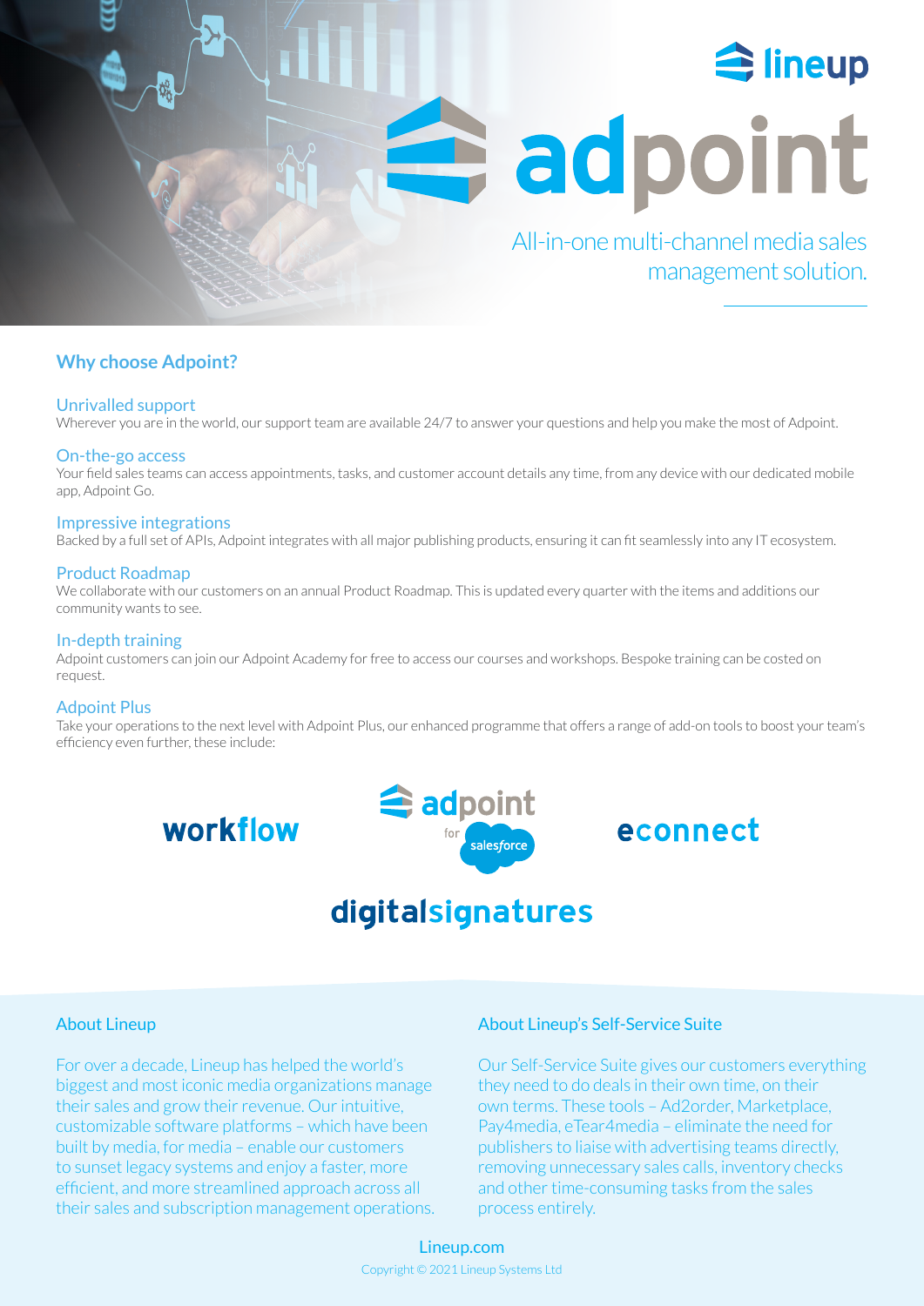# lineup adpoint

All-in-one multi-channel media sales management solution.

## Why choose Adpoint?

### Unrivalled support

Wherever you are in the world, our support team are available 24/7 to answer your questions and help you make the most of Adpoint.

### On-the-go access

Your field sales teams can access appointments, tasks, and customer account details any time, from any device with our dedicated mobile app, Adpoint Go.

### Impressive integrations

Backed by a full set of APIs, Adpoint integrates with all major publishing products, ensuring it can fit seamlessly into any IT ecosystem.

### Product Roadmap

We collaborate with our customers on an annual Product Roadmap. This is updated every quarter with the items and additions our community wants to see.

### In-depth training

Adpoint customers can join our Adpoint Academy for free to access our courses and workshops. Bespoke training can be costed on request.

### Adpoint Plus

Take your operations to the next level with Adpoint Plus, our enhanced programme that offers a range of add-on tools to boost your team's efficiency even further, these include:

workflow

adpoint for salesforce

econnect

digitalsignatures

### About Lineup

For over a decade, Lineup has helped the world's biggest and most iconic media organizations manage their sales and grow their revenue. Our intuitive, customizable software platforms – which have been built by media, for media – enable our customers to sunset legacy systems and enjoy a faster, more efficient, and more streamlined approach across all their sales and subscription management operations.

### About Lineup's Self-Service Suite

Our Self-Service Suite gives our customers everything they need to do deals in their own time, on their own terms. These tools – Ad2order, Marketplace, Pay4media, eTear4media – eliminate the need for publishers to liaise with advertising teams directly, removing unnecessary sales calls, inventory checks and other time-consuming tasks from the sales process entirely.

Lineup.com

Copyright © 2021 Lineup Systems Ltd